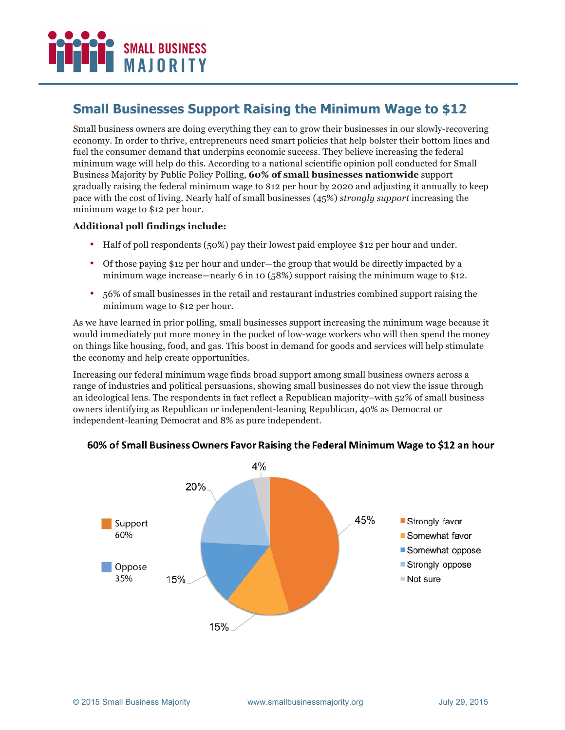# Small Businesses Support Raising the Minimum Wage to $12

Small business owners are doing everything they can to grow their businesses in our slowly-recovering economy. In order to thrive, entrepreneurs need smart policies that help bolster their bottom lines and fuel the consumer demand that underpins economic success. They believe increasing the federal minimum wage will help do this. According to a national scientific opinion poll conducted for Small Business Majority by Public Policy Polling, **60% of small businesses nationwide** support gradually raising the federal minimum wage to $12 per hour by 2020 and adjusting it annually to keep pace with the cost of living. Nearly half of small businesses (45%) *strongly support* increasing the minimum wage to $12 per hour.

**Additional poll findings include:**

- Half of poll respondents (50%) pay their lowest paid employee $12 per hour and under.
- Of those paying $12 per hour and under—the group that would be directly impacted by a minimum wage increase—nearly 6 in 10 (58%) support raising the minimum wage to $12.
- 56% of small businesses in the retail and restaurant industries combined support raising the minimum wage to $12 per hour.

As we have learned in prior polling, small businesses support increasing the minimum wage because it would immediately put more money in the pocket of low-wage workers who will then spend the money on things like housing, food, and gas. This boost in demand for goods and services will help stimulate the economy and help create opportunities.

Increasing our federal minimum wage finds broad support among small business owners across a range of industries and political persuasions, showing small businesses do not view the issue through an ideological lens. The respondents in fact reflect a Republican majority–with 52% of small business owners identifying as Republican or independent-leaning Republican, 40% as Democrat or independent-leaning Democrat and 8% as pure independent.

**60% of Small Business Owners Favor Raising the Federal Minimum Wage to $12 an hour**

| Response | Percent |
|---|---|
| Strongly favor | 45% |
| Somewhat favor | 15% |
| Somewhat oppose | 15% |
| Strongly oppose | 20% |
| Not sure | 4% |

Support 60%

Oppose 35%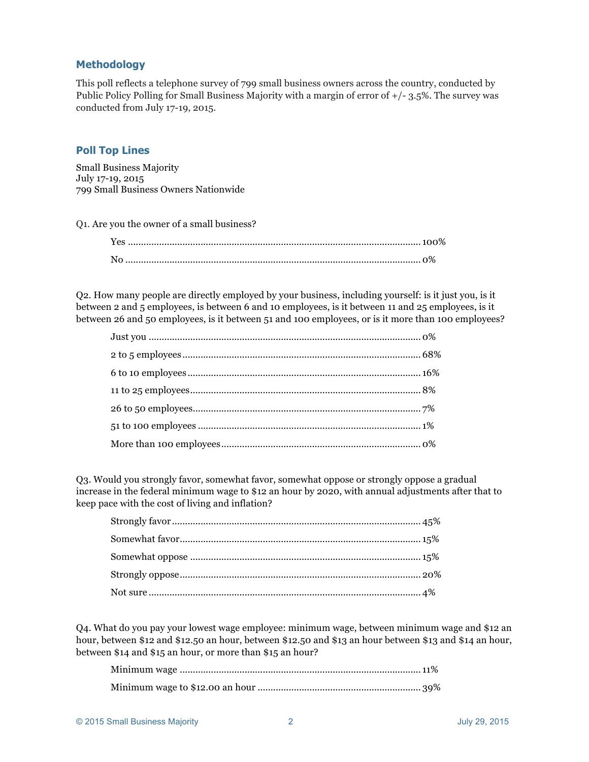## Methodology

This poll reflects a telephone survey of 799 small business owners across the country, conducted by Public Policy Polling for Small Business Majority with a margin of error of +/- 3.5%. The survey was conducted from July 17-19, 2015.

## Poll Top Lines

Small Business Majority
July 17-19, 2015
799 Small Business Owners Nationwide

Q1. Are you the owner of a small business?

| | |
|---|---|
| Yes | 100% |
| No | 0% |

Q2. How many people are directly employed by your business, including yourself: is it just you, is it between 2 and 5 employees, is between 6 and 10 employees, is it between 11 and 25 employees, is it between 26 and 50 employees, is it between 51 and 100 employees, or is it more than 100 employees?

| | |
|---|---|
| Just you | 0% |
| 2 to 5 employees | 68% |
| 6 to 10 employees | 16% |
| 11 to 25 employees | 8% |
| 26 to 50 employees | 7% |
| 51 to 100 employees | 1% |
| More than 100 employees | 0% |

Q3. Would you strongly favor, somewhat favor, somewhat oppose or strongly oppose a gradual increase in the federal minimum wage to $12 an hour by 2020, with annual adjustments after that to keep pace with the cost of living and inflation?

| | |
|---|---|
| Strongly favor | 45% |
| Somewhat favor | 15% |
| Somewhat oppose | 15% |
| Strongly oppose | 20% |
| Not sure | 4% |

Q4. What do you pay your lowest wage employee: minimum wage, between minimum wage and $12 an hour, between $12 and $12.50 an hour, between $12.50 and $13 an hour between $13 and $14 an hour, between $14 and $15 an hour, or more than $15 an hour?

| | |
|---|---|
| Minimum wage | 11% |
| Minimum wage to $12.00 an hour | 39% |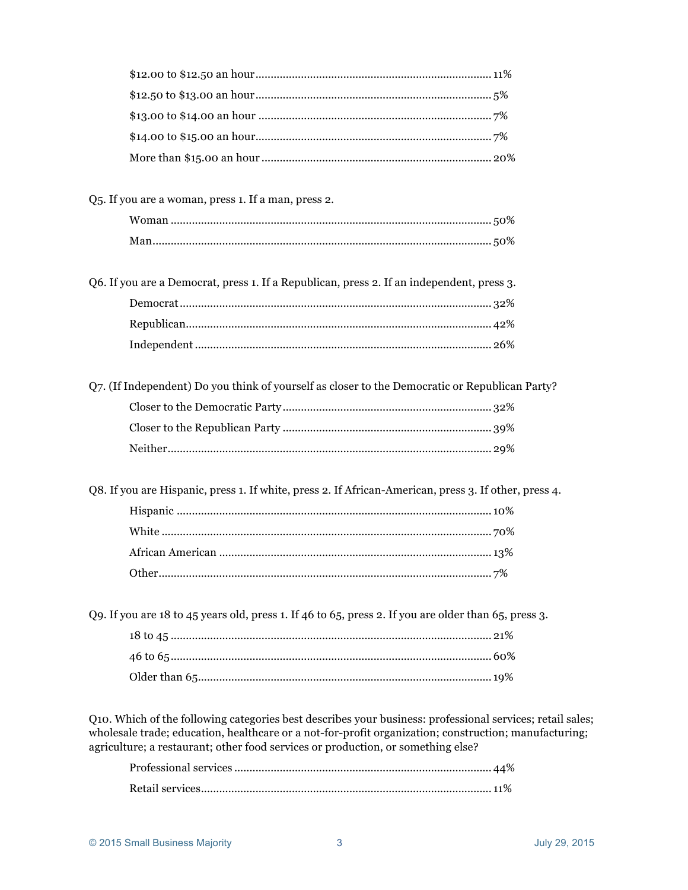$12.00 to $12.50 an hour ........ 11%
$12.50 to $13.00 an hour ........ 5%
$13.00 to $14.00 an hour ........ 7%
$14.00 to $15.00 an hour ........ 7%
More than $15.00 an hour ........ 20%

Q5. If you are a woman, press 1. If a man, press 2.

Woman ........ 50%
Man ........ 50%

Q6. If you are a Democrat, press 1. If a Republican, press 2. If an independent, press 3.

Democrat ........ 32%
Republican ........ 42%
Independent ........ 26%

Q7. (If Independent) Do you think of yourself as closer to the Democratic or Republican Party?

Closer to the Democratic Party ........ 32%
Closer to the Republican Party ........ 39%
Neither ........ 29%

Q8. If you are Hispanic, press 1. If white, press 2. If African-American, press 3. If other, press 4.

Hispanic ........ 10%
White ........ 70%
African American ........ 13%
Other ........ 7%

Q9. If you are 18 to 45 years old, press 1. If 46 to 65, press 2. If you are older than 65, press 3.

18 to 45 ........ 21%
46 to 65 ........ 60%
Older than 65 ........ 19%

Q10. Which of the following categories best describes your business: professional services; retail sales; wholesale trade; education, healthcare or a not-for-profit organization; construction; manufacturing; agriculture; a restaurant; other food services or production, or something else?

Professional services ........ 44%
Retail services ........ 11%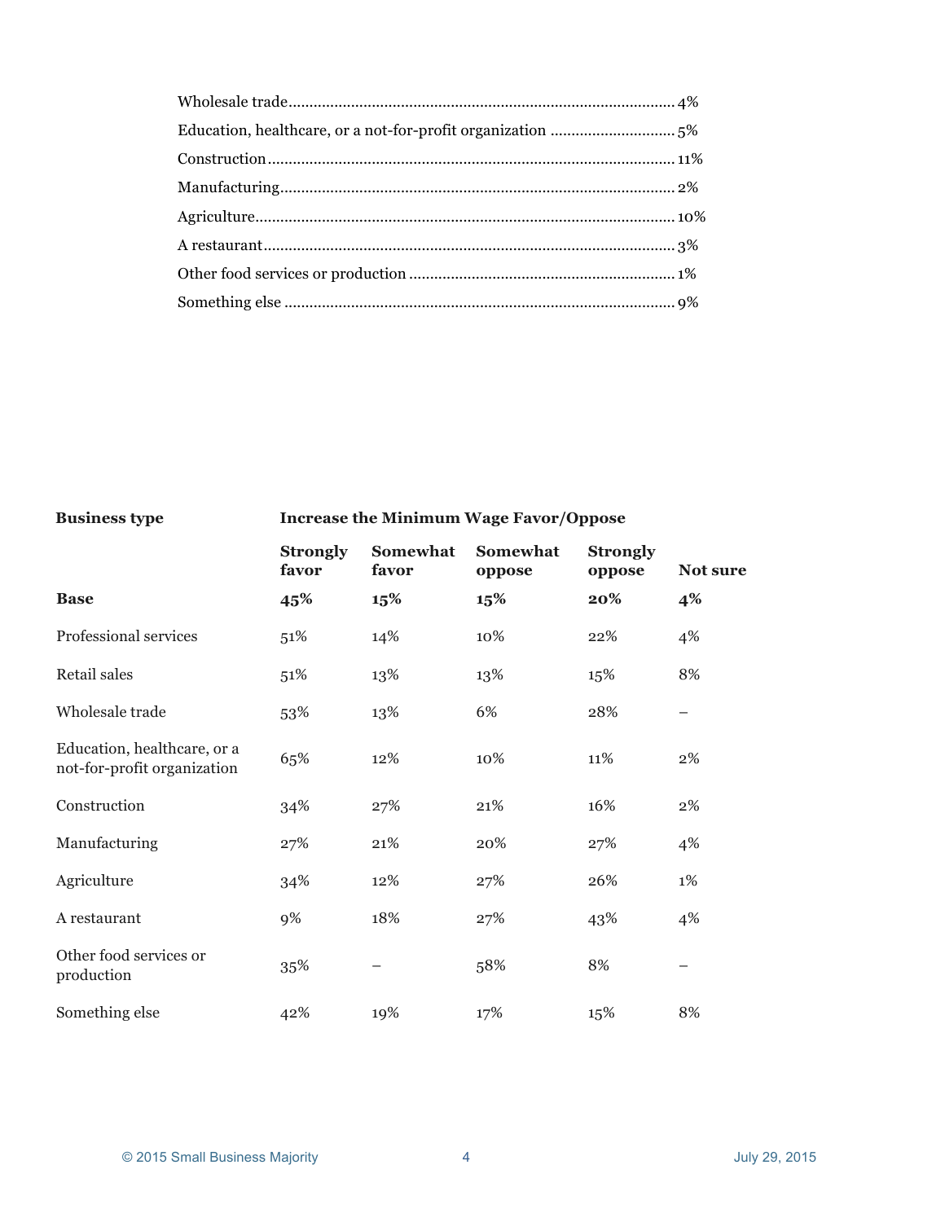Wholesale trade............................................................................................ 4%
Education, healthcare, or a not-for-profit organization ............................. 5%
Construction................................................................................................ 11%
Manufacturing.............................................................................................. 2%
Agriculture................................................................................................... 10%
A restaurant.................................................................................................. 3%
Other food services or production ............................................................... 1%
Something else ............................................................................................. 9%

| **Business type** | **Increase the Minimum Wage Favor/Oppose** | | | | |
|---|---|---|---|---|---|
| | **Strongly favor** | **Somewhat favor** | **Somewhat oppose** | **Strongly oppose** | **Not sure** |
| **Base** | **45%** | **15%** | **15%** | **20%** | **4%** |
| Professional services | 51% | 14% | 10% | 22% | 4% |
| Retail sales | 51% | 13% | 13% | 15% | 8% |
| Wholesale trade | 53% | 13% | 6% | 28% | – |
| Education, healthcare, or a not-for-profit organization | 65% | 12% | 10% | 11% | 2% |
| Construction | 34% | 27% | 21% | 16% | 2% |
| Manufacturing | 27% | 21% | 20% | 27% | 4% |
| Agriculture | 34% | 12% | 27% | 26% | 1% |
| A restaurant | 9% | 18% | 27% | 43% | 4% |
| Other food services or production | 35% | – | 58% | 8% | – |
| Something else | 42% | 19% | 17% | 15% | 8% |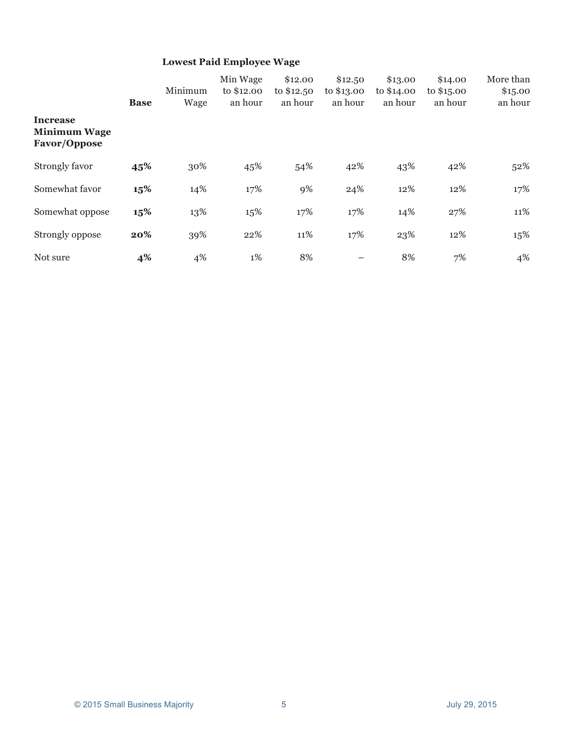| | | Lowest Paid Employee Wage | | | | | | |
|---|---|---|---|---|---|---|---|---|
| | **Base** | Minimum Wage | Min Wage to $12.00 an hour | $12.00 to $12.50 an hour | $12.50 to $13.00 an hour | $13.00 to $14.00 an hour | $14.00 to $15.00 an hour | More than $15.00 an hour |
| **Increase Minimum Wage Favor/Oppose** | | | | | | | | |
| Strongly favor | **45%** | 30% | 45% | 54% | 42% | 43% | 42% | 52% |
| Somewhat favor | **15%** | 14% | 17% | 9% | 24% | 12% | 12% | 17% |
| Somewhat oppose | **15%** | 13% | 15% | 17% | 17% | 14% | 27% | 11% |
| Strongly oppose | **20%** | 39% | 22% | 11% | 17% | 23% | 12% | 15% |
| Not sure | **4%** | 4% | 1% | 8% | – | 8% | 7% | 4% |

© 2015 Small Business Majority July 29, 2015